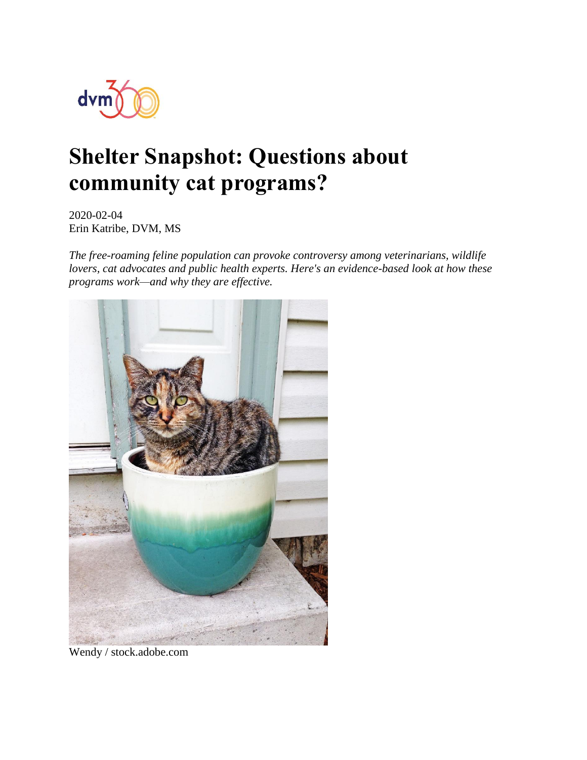# Shelter Snapshot: Questions about community cat programs?

2020-02-04
Erin Katribe, DVM, MS

*The free-roaming feline population can provoke controversy among veterinarians, wildlife lovers, cat advocates and public health experts. Here's an evidence-based look at how these programs work—and why they are effective.*

Wendy / stock.adobe.com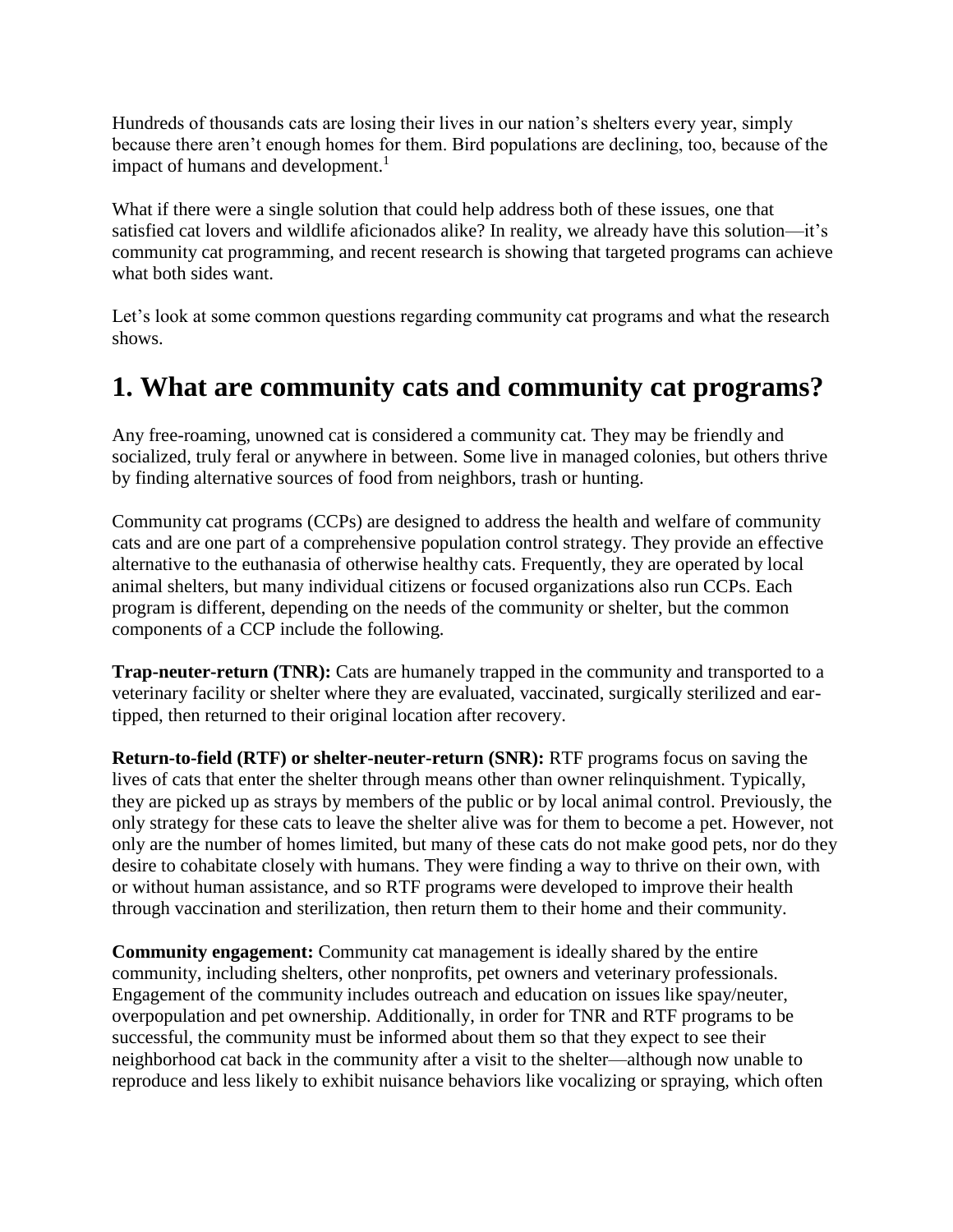Hundreds of thousands cats are losing their lives in our nation's shelters every year, simply because there aren't enough homes for them. Bird populations are declining, too, because of the impact of humans and development.[1]

What if there were a single solution that could help address both of these issues, one that satisfied cat lovers and wildlife aficionados alike? In reality, we already have this solution—it's community cat programming, and recent research is showing that targeted programs can achieve what both sides want.

Let's look at some common questions regarding community cat programs and what the research shows.

## 1. What are community cats and community cat programs?

Any free-roaming, unowned cat is considered a community cat. They may be friendly and socialized, truly feral or anywhere in between. Some live in managed colonies, but others thrive by finding alternative sources of food from neighbors, trash or hunting.

Community cat programs (CCPs) are designed to address the health and welfare of community cats and are one part of a comprehensive population control strategy. They provide an effective alternative to the euthanasia of otherwise healthy cats. Frequently, they are operated by local animal shelters, but many individual citizens or focused organizations also run CCPs. Each program is different, depending on the needs of the community or shelter, but the common components of a CCP include the following.

**Trap-neuter-return (TNR):** Cats are humanely trapped in the community and transported to a veterinary facility or shelter where they are evaluated, vaccinated, surgically sterilized and ear-tipped, then returned to their original location after recovery.

**Return-to-field (RTF) or shelter-neuter-return (SNR):** RTF programs focus on saving the lives of cats that enter the shelter through means other than owner relinquishment. Typically, they are picked up as strays by members of the public or by local animal control. Previously, the only strategy for these cats to leave the shelter alive was for them to become a pet. However, not only are the number of homes limited, but many of these cats do not make good pets, nor do they desire to cohabitate closely with humans. They were finding a way to thrive on their own, with or without human assistance, and so RTF programs were developed to improve their health through vaccination and sterilization, then return them to their home and their community.

**Community engagement:** Community cat management is ideally shared by the entire community, including shelters, other nonprofits, pet owners and veterinary professionals. Engagement of the community includes outreach and education on issues like spay/neuter, overpopulation and pet ownership. Additionally, in order for TNR and RTF programs to be successful, the community must be informed about them so that they expect to see their neighborhood cat back in the community after a visit to the shelter—although now unable to reproduce and less likely to exhibit nuisance behaviors like vocalizing or spraying, which often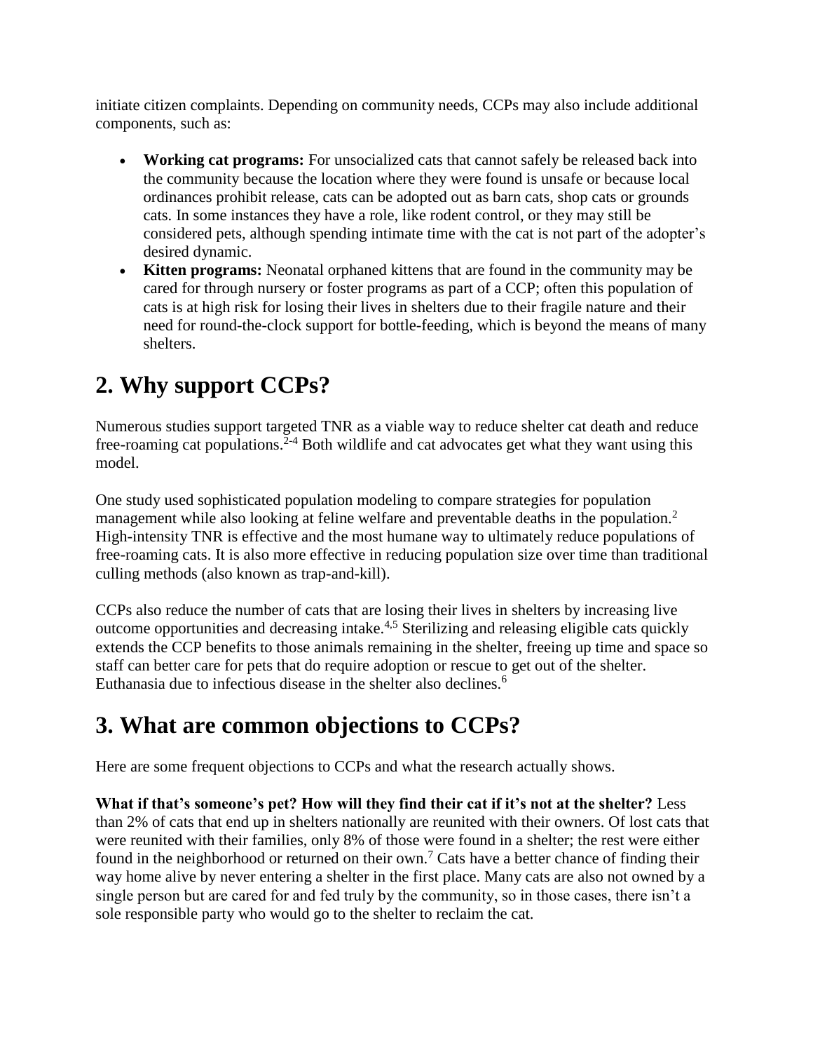initiate citizen complaints. Depending on community needs, CCPs may also include additional components, such as:

- **Working cat programs:** For unsocialized cats that cannot safely be released back into the community because the location where they were found is unsafe or because local ordinances prohibit release, cats can be adopted out as barn cats, shop cats or grounds cats. In some instances they have a role, like rodent control, or they may still be considered pets, although spending intimate time with the cat is not part of the adopter's desired dynamic.
- **Kitten programs:** Neonatal orphaned kittens that are found in the community may be cared for through nursery or foster programs as part of a CCP; often this population of cats is at high risk for losing their lives in shelters due to their fragile nature and their need for round-the-clock support for bottle-feeding, which is beyond the means of many shelters.

## 2. Why support CCPs?

Numerous studies support targeted TNR as a viable way to reduce shelter cat death and reduce free-roaming cat populations.[2-4] Both wildlife and cat advocates get what they want using this model.

One study used sophisticated population modeling to compare strategies for population management while also looking at feline welfare and preventable deaths in the population.[2] High-intensity TNR is effective and the most humane way to ultimately reduce populations of free-roaming cats. It is also more effective in reducing population size over time than traditional culling methods (also known as trap-and-kill).

CCPs also reduce the number of cats that are losing their lives in shelters by increasing live outcome opportunities and decreasing intake.[4,5] Sterilizing and releasing eligible cats quickly extends the CCP benefits to those animals remaining in the shelter, freeing up time and space so staff can better care for pets that do require adoption or rescue to get out of the shelter. Euthanasia due to infectious disease in the shelter also declines.[6]

## 3. What are common objections to CCPs?

Here are some frequent objections to CCPs and what the research actually shows.

**What if that's someone's pet? How will they find their cat if it's not at the shelter?** Less than 2% of cats that end up in shelters nationally are reunited with their owners. Of lost cats that were reunited with their families, only 8% of those were found in a shelter; the rest were either found in the neighborhood or returned on their own.[7] Cats have a better chance of finding their way home alive by never entering a shelter in the first place. Many cats are also not owned by a single person but are cared for and fed truly by the community, so in those cases, there isn't a sole responsible party who would go to the shelter to reclaim the cat.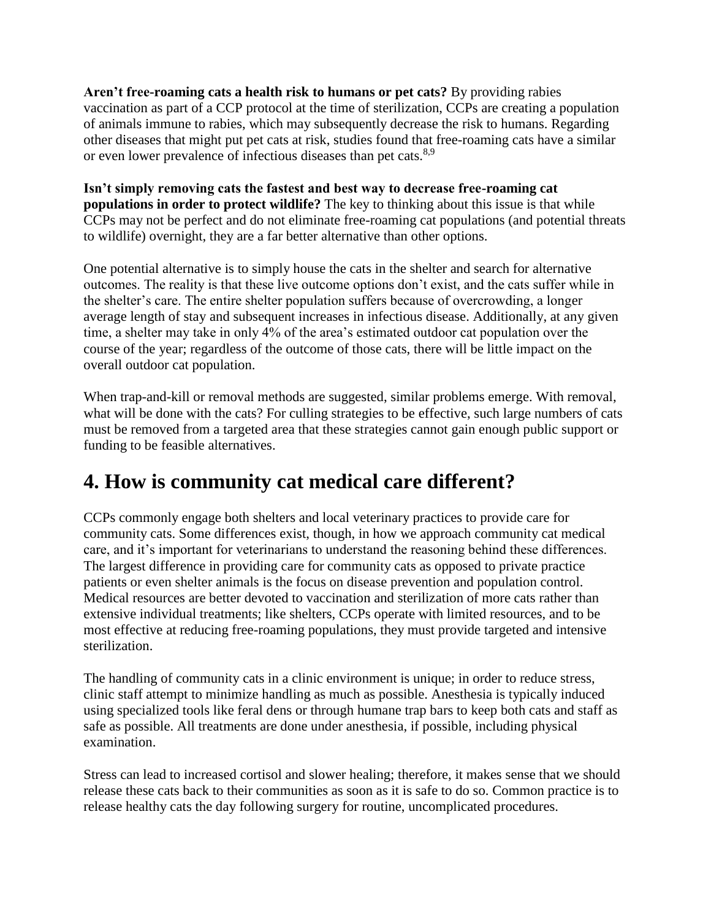**Aren't free-roaming cats a health risk to humans or pet cats?** By providing rabies vaccination as part of a CCP protocol at the time of sterilization, CCPs are creating a population of animals immune to rabies, which may subsequently decrease the risk to humans. Regarding other diseases that might put pet cats at risk, studies found that free-roaming cats have a similar or even lower prevalence of infectious diseases than pet cats.[8,9]

**Isn't simply removing cats the fastest and best way to decrease free-roaming cat populations in order to protect wildlife?** The key to thinking about this issue is that while CCPs may not be perfect and do not eliminate free-roaming cat populations (and potential threats to wildlife) overnight, they are a far better alternative than other options.

One potential alternative is to simply house the cats in the shelter and search for alternative outcomes. The reality is that these live outcome options don't exist, and the cats suffer while in the shelter's care. The entire shelter population suffers because of overcrowding, a longer average length of stay and subsequent increases in infectious disease. Additionally, at any given time, a shelter may take in only 4% of the area's estimated outdoor cat population over the course of the year; regardless of the outcome of those cats, there will be little impact on the overall outdoor cat population.

When trap-and-kill or removal methods are suggested, similar problems emerge. With removal, what will be done with the cats? For culling strategies to be effective, such large numbers of cats must be removed from a targeted area that these strategies cannot gain enough public support or funding to be feasible alternatives.

## 4. How is community cat medical care different?

CCPs commonly engage both shelters and local veterinary practices to provide care for community cats. Some differences exist, though, in how we approach community cat medical care, and it's important for veterinarians to understand the reasoning behind these differences. The largest difference in providing care for community cats as opposed to private practice patients or even shelter animals is the focus on disease prevention and population control. Medical resources are better devoted to vaccination and sterilization of more cats rather than extensive individual treatments; like shelters, CCPs operate with limited resources, and to be most effective at reducing free-roaming populations, they must provide targeted and intensive sterilization.

The handling of community cats in a clinic environment is unique; in order to reduce stress, clinic staff attempt to minimize handling as much as possible. Anesthesia is typically induced using specialized tools like feral dens or through humane trap bars to keep both cats and staff as safe as possible. All treatments are done under anesthesia, if possible, including physical examination.

Stress can lead to increased cortisol and slower healing; therefore, it makes sense that we should release these cats back to their communities as soon as it is safe to do so. Common practice is to release healthy cats the day following surgery for routine, uncomplicated procedures.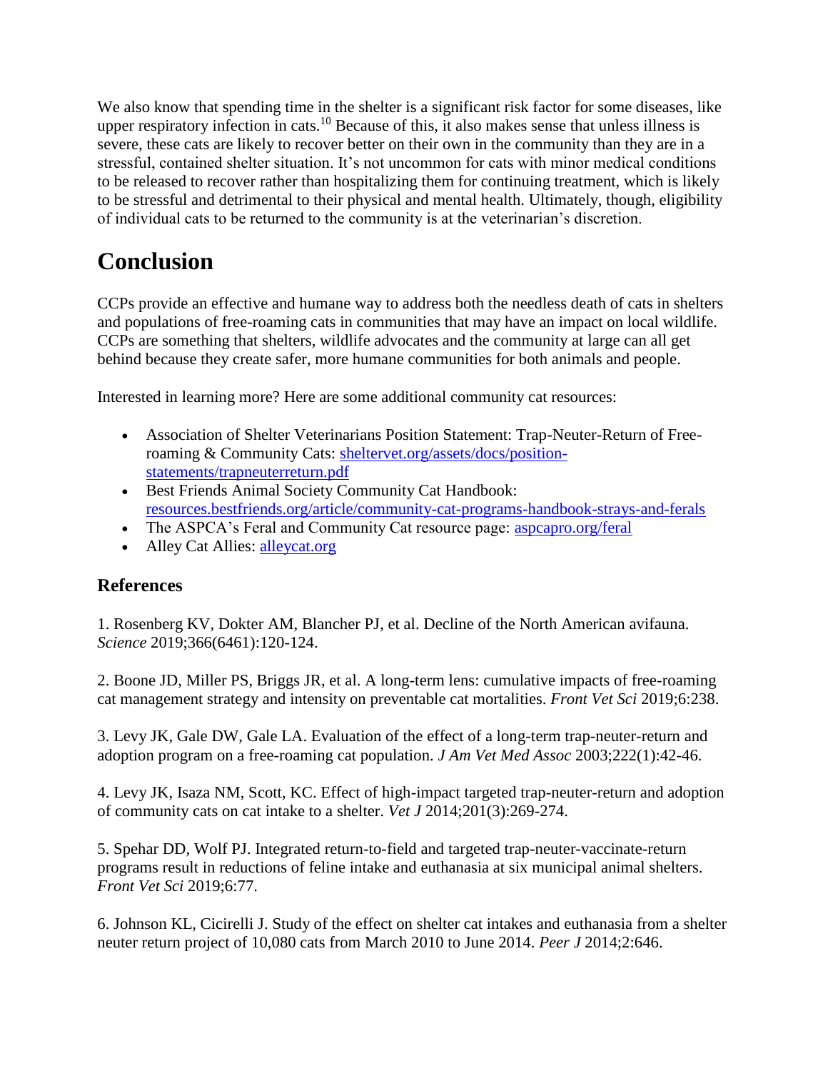We also know that spending time in the shelter is a significant risk factor for some diseases, like upper respiratory infection in cats.[10] Because of this, it also makes sense that unless illness is severe, these cats are likely to recover better on their own in the community than they are in a stressful, contained shelter situation. It's not uncommon for cats with minor medical conditions to be released to recover rather than hospitalizing them for continuing treatment, which is likely to be stressful and detrimental to their physical and mental health. Ultimately, though, eligibility of individual cats to be returned to the community is at the veterinarian's discretion.

# Conclusion

CCPs provide an effective and humane way to address both the needless death of cats in shelters and populations of free-roaming cats in communities that may have an impact on local wildlife. CCPs are something that shelters, wildlife advocates and the community at large can all get behind because they create safer, more humane communities for both animals and people.

Interested in learning more? Here are some additional community cat resources:

- Association of Shelter Veterinarians Position Statement: Trap-Neuter-Return of Free-roaming & Community Cats: [sheltervet.org/assets/docs/position-statements/trapneuterreturn.pdf](sheltervet.org/assets/docs/position-statements/trapneuterreturn.pdf)
- Best Friends Animal Society Community Cat Handbook: [resources.bestfriends.org/article/community-cat-programs-handbook-strays-and-ferals](resources.bestfriends.org/article/community-cat-programs-handbook-strays-and-ferals)
- The ASPCA's Feral and Community Cat resource page: [aspcapro.org/feral](aspcapro.org/feral)
- Alley Cat Allies: [alleycat.org](alleycat.org)

## References

1. Rosenberg KV, Dokter AM, Blancher PJ, et al. Decline of the North American avifauna. *Science* 2019;366(6461):120-124.

2. Boone JD, Miller PS, Briggs JR, et al. A long-term lens: cumulative impacts of free-roaming cat management strategy and intensity on preventable cat mortalities. *Front Vet Sci* 2019;6:238.

3. Levy JK, Gale DW, Gale LA. Evaluation of the effect of a long-term trap-neuter-return and adoption program on a free-roaming cat population. *J Am Vet Med Assoc* 2003;222(1):42-46.

4. Levy JK, Isaza NM, Scott, KC. Effect of high-impact targeted trap-neuter-return and adoption of community cats on cat intake to a shelter. *Vet J* 2014;201(3):269-274.

5. Spehar DD, Wolf PJ. Integrated return-to-field and targeted trap-neuter-vaccinate-return programs result in reductions of feline intake and euthanasia at six municipal animal shelters. *Front Vet Sci* 2019;6:77.

6. Johnson KL, Cicirelli J. Study of the effect on shelter cat intakes and euthanasia from a shelter neuter return project of 10,080 cats from March 2010 to June 2014. *Peer J* 2014;2:646.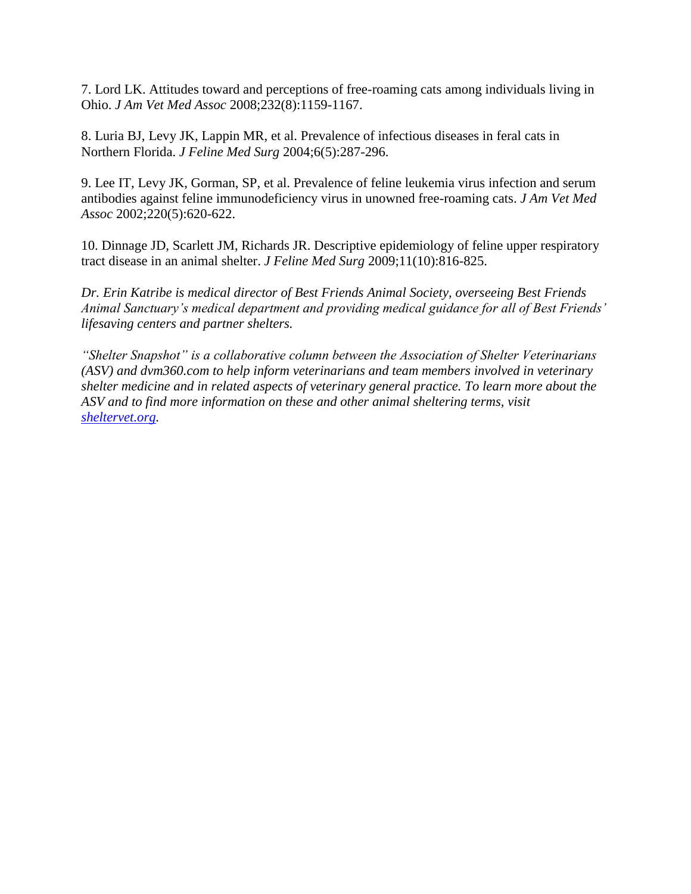7. Lord LK. Attitudes toward and perceptions of free-roaming cats among individuals living in Ohio. *J Am Vet Med Assoc* 2008;232(8):1159-1167.

8. Luria BJ, Levy JK, Lappin MR, et al. Prevalence of infectious diseases in feral cats in Northern Florida. *J Feline Med Surg* 2004;6(5):287-296.

9. Lee IT, Levy JK, Gorman, SP, et al. Prevalence of feline leukemia virus infection and serum antibodies against feline immunodeficiency virus in unowned free-roaming cats. *J Am Vet Med Assoc* 2002;220(5):620-622.

10. Dinnage JD, Scarlett JM, Richards JR. Descriptive epidemiology of feline upper respiratory tract disease in an animal shelter. *J Feline Med Surg* 2009;11(10):816-825.

*Dr. Erin Katribe is medical director of Best Friends Animal Society, overseeing Best Friends Animal Sanctuary's medical department and providing medical guidance for all of Best Friends' lifesaving centers and partner shelters.*

*"Shelter Snapshot" is a collaborative column between the Association of Shelter Veterinarians (ASV) and dvm360.com to help inform veterinarians and team members involved in veterinary shelter medicine and in related aspects of veterinary general practice. To learn more about the ASV and to find more information on these and other animal sheltering terms, visit [sheltervet.org](sheltervet.org).*